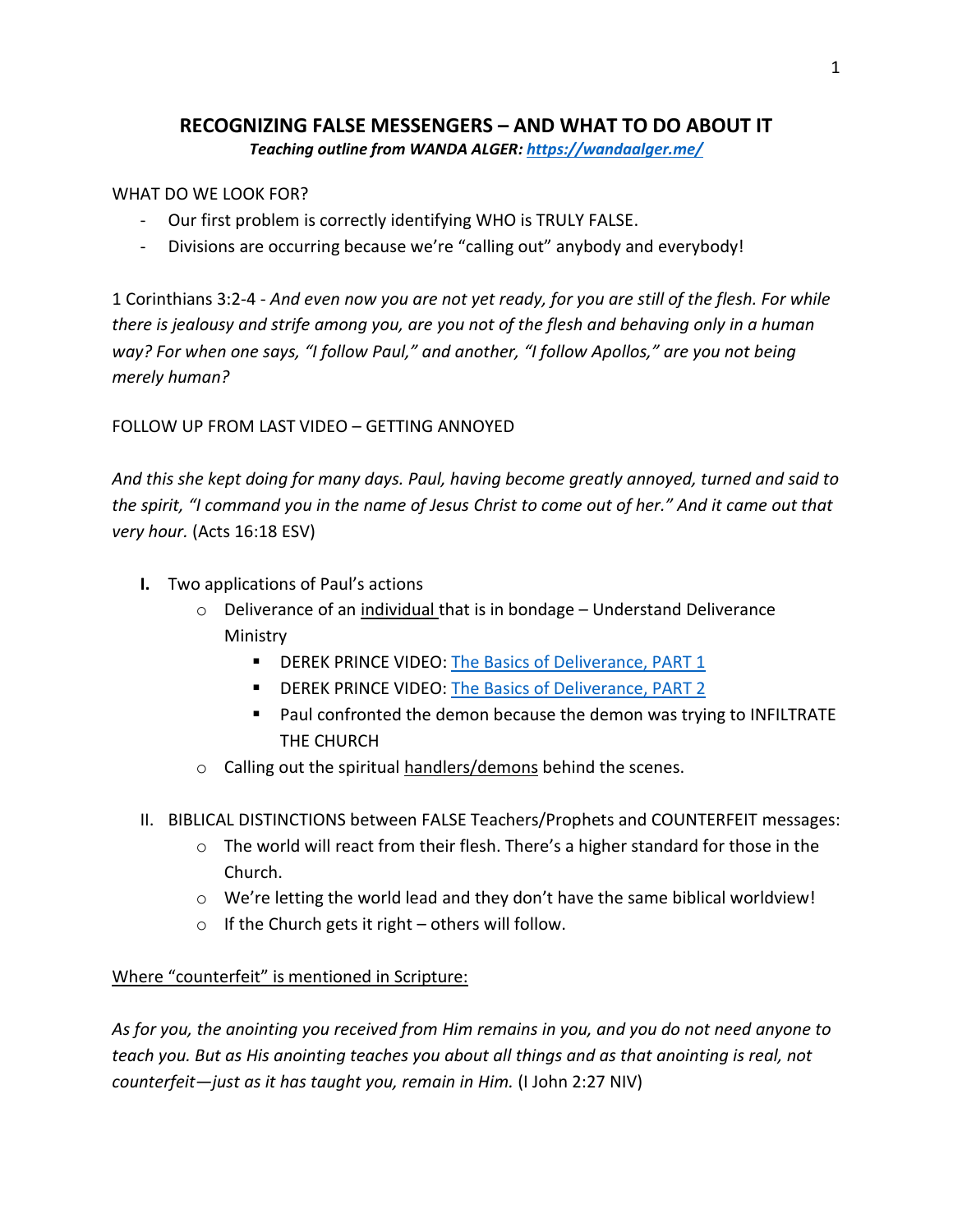# RECOGNIZING FALSE MESSENGERS – AND WHAT TO DO ABOUT IT

***Teaching outline from WANDA ALGER: [https://wandaalger.me/](https://wandaalger.me/)***

WHAT DO WE LOOK FOR?

- Our first problem is correctly identifying WHO is TRULY FALSE.
- Divisions are occurring because we're "calling out" anybody and everybody!

1 Corinthians 3:2-4 - *And even now you are not yet ready, for you are still of the flesh. For while there is jealousy and strife among you, are you not of the flesh and behaving only in a human way? For when one says, "I follow Paul," and another, "I follow Apollos," are you not being merely human?*

FOLLOW UP FROM LAST VIDEO – GETTING ANNOYED

*And this she kept doing for many days. Paul, having become greatly annoyed, turned and said to the spirit, "I command you in the name of Jesus Christ to come out of her." And it came out that very hour.* (Acts 16:18 ESV)

**I.** Two applications of Paul's actions
   - Deliverance of an <u>individual</u> that is in bondage – Understand Deliverance Ministry
     - DEREK PRINCE VIDEO: [The Basics of Deliverance, PART 1]()
     - DEREK PRINCE VIDEO: [The Basics of Deliverance, PART 2]()
     - Paul confronted the demon because the demon was trying to INFILTRATE THE CHURCH
   - Calling out the spiritual <u>handlers/demons</u> behind the scenes.

II. BIBLICAL DISTINCTIONS between FALSE Teachers/Prophets and COUNTERFEIT messages:
   - The world will react from their flesh. There's a higher standard for those in the Church.
   - We're letting the world lead and they don't have the same biblical worldview!
   - If the Church gets it right – others will follow.

<u>Where "counterfeit" is mentioned in Scripture:</u>

*As for you, the anointing you received from Him remains in you, and you do not need anyone to teach you. But as His anointing teaches you about all things and as that anointing is real, not counterfeit—just as it has taught you, remain in Him.* (I John 2:27 NIV)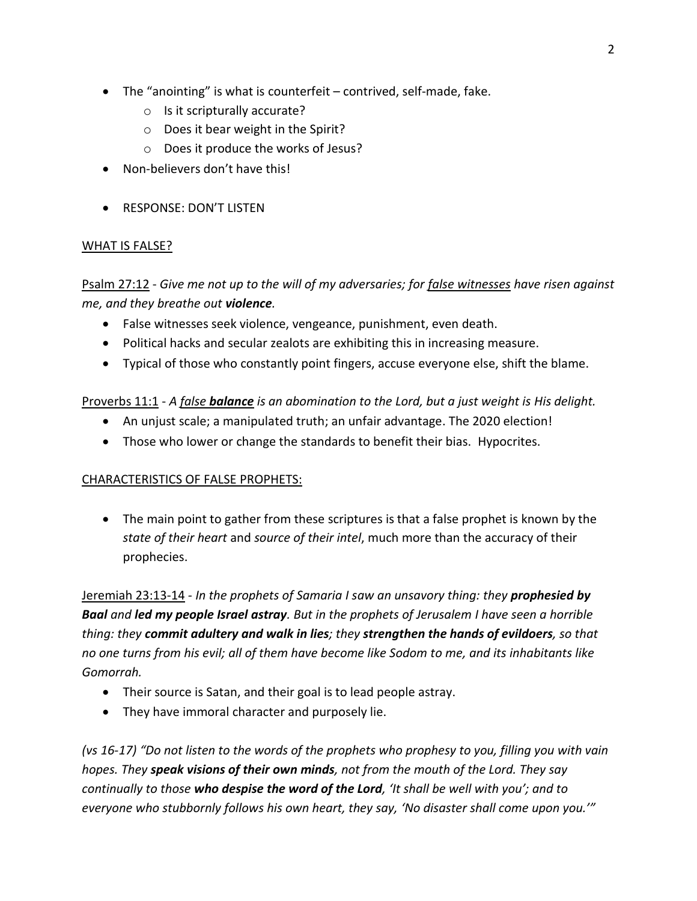- The "anointing" is what is counterfeit – contrived, self-made, fake.
    - Is it scripturally accurate?
    - Does it bear weight in the Spirit?
    - Does it produce the works of Jesus?
- Non-believers don't have this!

- RESPONSE: DON'T LISTEN

<u>WHAT IS FALSE?</u>

<u>Psalm 27:12</u> - *Give me not up to the will of my adversaries; for <u>false witnesses</u> have risen against me, and they breathe out **violence**.*

- False witnesses seek violence, vengeance, punishment, even death.
- Political hacks and secular zealots are exhibiting this in increasing measure.
- Typical of those who constantly point fingers, accuse everyone else, shift the blame.

<u>Proverbs 11:1</u> - *A <u>false</u> **<u>balance</u>** is an abomination to the Lord, but a just weight is His delight.*

- An unjust scale; a manipulated truth; an unfair advantage. The 2020 election!
- Those who lower or change the standards to benefit their bias. Hypocrites.

<u>CHARACTERISTICS OF FALSE PROPHETS:</u>

- The main point to gather from these scriptures is that a false prophet is known by the *state of their heart* and *source of their intel*, much more than the accuracy of their prophecies.

<u>Jeremiah 23:13-14</u> - *In the prophets of Samaria I saw an unsavory thing: they **prophesied by Baal** and **led my people Israel astray**. But in the prophets of Jerusalem I have seen a horrible thing: they **commit adultery and walk in lies**; they **strengthen the hands of evildoers**, so that no one turns from his evil; all of them have become like Sodom to me, and its inhabitants like Gomorrah.*

- Their source is Satan, and their goal is to lead people astray.
- They have immoral character and purposely lie.

*(vs 16-17) "Do not listen to the words of the prophets who prophesy to you, filling you with vain hopes. They **speak visions of their own minds**, not from the mouth of the Lord. They say continually to those **who despise the word of the Lord**, 'It shall be well with you'; and to everyone who stubbornly follows his own heart, they say, 'No disaster shall come upon you.'"*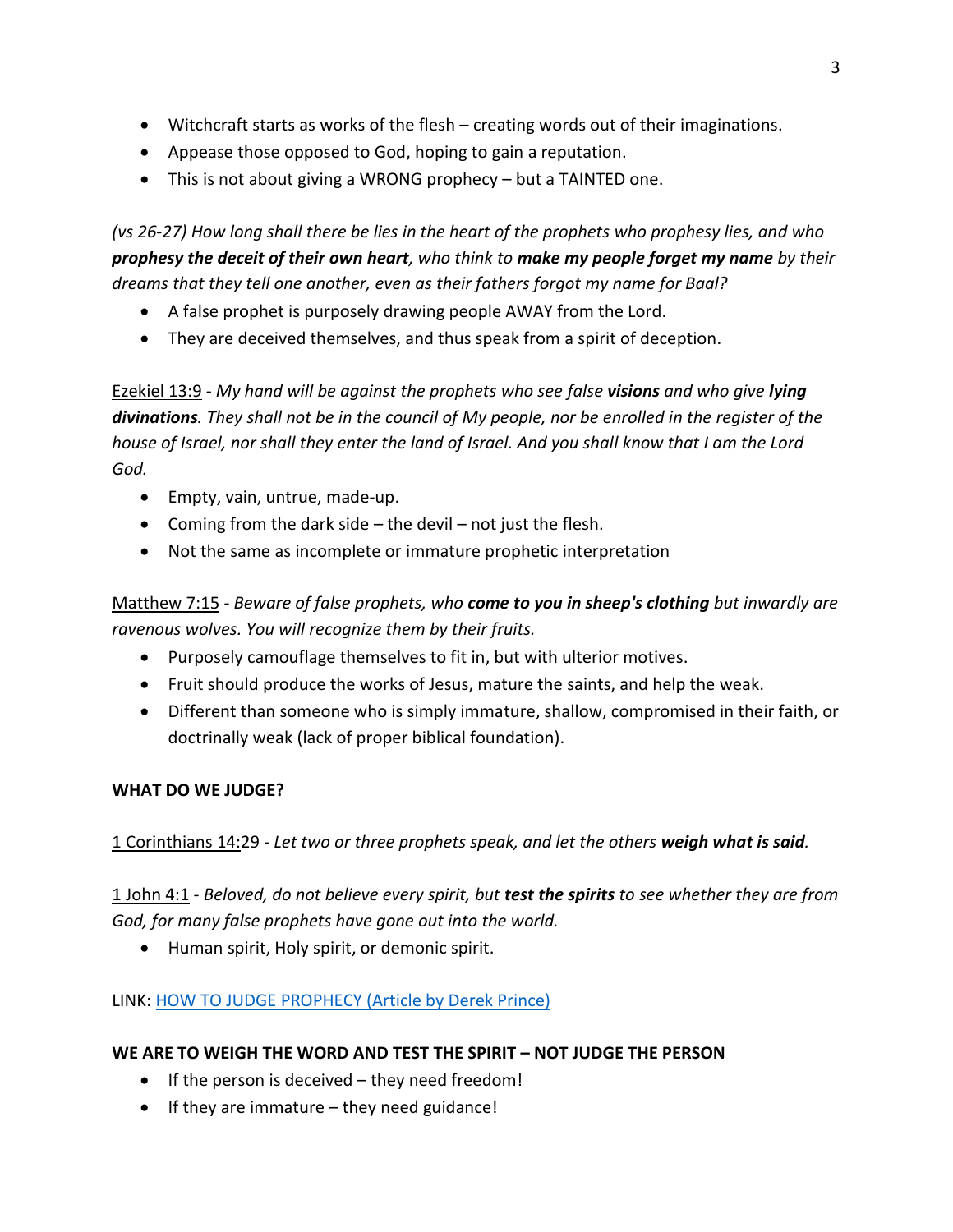- Witchcraft starts as works of the flesh – creating words out of their imaginations.
- Appease those opposed to God, hoping to gain a reputation.
- This is not about giving a WRONG prophecy – but a TAINTED one.

*(vs 26-27) How long shall there be lies in the heart of the prophets who prophesy lies, and who **prophesy the deceit of their own heart**, who think to **make my people forget my name** by their dreams that they tell one another, even as their fathers forgot my name for Baal?*

- A false prophet is purposely drawing people AWAY from the Lord.
- They are deceived themselves, and thus speak from a spirit of deception.

Ezekiel 13:9 - *My hand will be against the prophets who see false **visions** and who give **lying divinations**. They shall not be in the council of My people, nor be enrolled in the register of the house of Israel, nor shall they enter the land of Israel. And you shall know that I am the Lord God.*

- Empty, vain, untrue, made-up.
- Coming from the dark side – the devil – not just the flesh.
- Not the same as incomplete or immature prophetic interpretation

Matthew 7:15 - *Beware of false prophets, who **come to you in sheep's clothing** but inwardly are ravenous wolves. You will recognize them by their fruits.*

- Purposely camouflage themselves to fit in, but with ulterior motives.
- Fruit should produce the works of Jesus, mature the saints, and help the weak.
- Different than someone who is simply immature, shallow, compromised in their faith, or doctrinally weak (lack of proper biblical foundation).

**WHAT DO WE JUDGE?**

1 Corinthians 14:29 - *Let two or three prophets speak, and let the others **weigh what is said**.*

1 John 4:1 - *Beloved, do not believe every spirit, but **test the spirits** to see whether they are from God, for many false prophets have gone out into the world.*

- Human spirit, Holy spirit, or demonic spirit.

LINK: HOW TO JUDGE PROPHECY (Article by Derek Prince)

**WE ARE TO WEIGH THE WORD AND TEST THE SPIRIT – NOT JUDGE THE PERSON**

- If the person is deceived – they need freedom!
- If they are immature – they need guidance!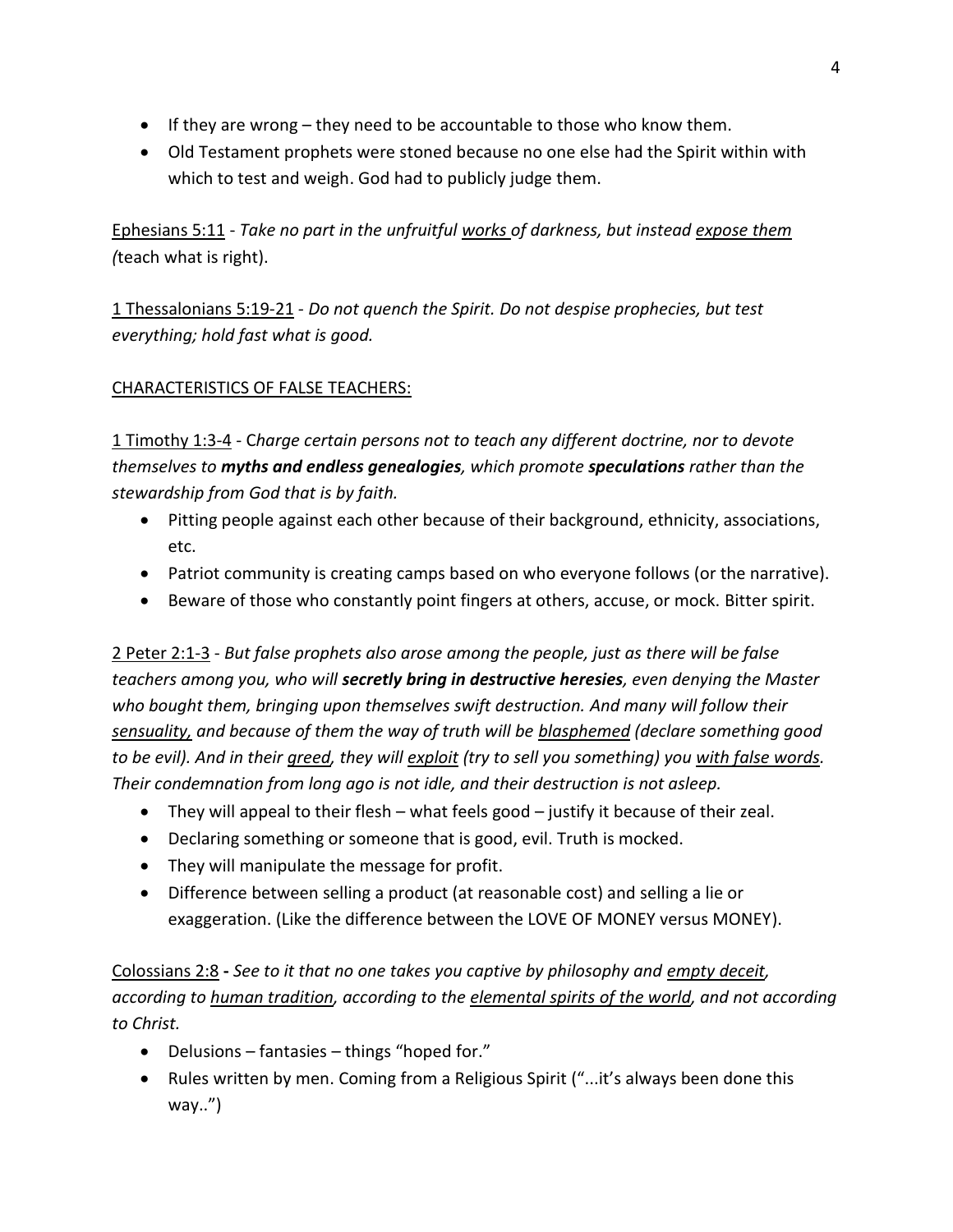- If they are wrong – they need to be accountable to those who know them.
- Old Testament prophets were stoned because no one else had the Spirit within with which to test and weigh. God had to publicly judge them.

<u>Ephesians 5:11</u> - *Take no part in the unfruitful <u>works</u> of darkness, but instead <u>expose them</u>* (teach what is right).

<u>1 Thessalonians 5:19-21</u> - *Do not quench the Spirit. Do not despise prophecies, but test everything; hold fast what is good.*

<u>CHARACTERISTICS OF FALSE TEACHERS:</u>

<u>1 Timothy 1:3-4</u> - C*harge certain persons not to teach any different doctrine, nor to devote themselves to* ***myths and endless genealogies****, which promote* ***speculations*** *rather than the stewardship from God that is by faith.*

- Pitting people against each other because of their background, ethnicity, associations, etc.
- Patriot community is creating camps based on who everyone follows (or the narrative).
- Beware of those who constantly point fingers at others, accuse, or mock. Bitter spirit.

<u>2 Peter 2:1-3</u> - *But false prophets also arose among the people, just as there will be false teachers among you, who will* ***secretly bring in destructive heresies****, even denying the Master who bought them, bringing upon themselves swift destruction. And many will follow their <u>sensuality,</u> and because of them the way of truth will be <u>blasphemed</u> (declare something good to be evil). And in their <u>greed</u>, they will <u>exploit</u> (try to sell you something) you <u>with false words</u>. Their condemnation from long ago is not idle, and their destruction is not asleep.*

- They will appeal to their flesh – what feels good – justify it because of their zeal.
- Declaring something or someone that is good, evil. Truth is mocked.
- They will manipulate the message for profit.
- Difference between selling a product (at reasonable cost) and selling a lie or exaggeration. (Like the difference between the LOVE OF MONEY versus MONEY).

<u>Colossians 2:8</u> **-** *See to it that no one takes you captive by philosophy and <u>empty deceit</u>, according to <u>human tradition</u>, according to the <u>elemental spirits of the world</u>, and not according to Christ.*

- Delusions – fantasies – things "hoped for."
- Rules written by men. Coming from a Religious Spirit ("...it's always been done this way..")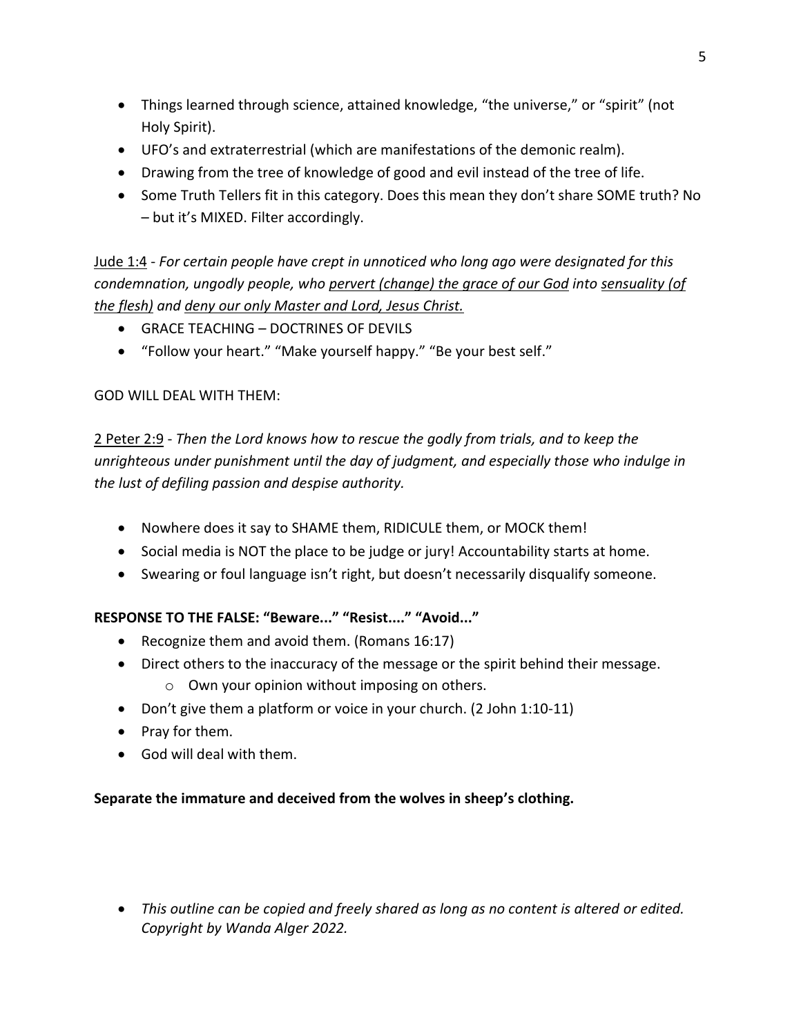- Things learned through science, attained knowledge, "the universe," or "spirit" (not Holy Spirit).
- UFO's and extraterrestrial (which are manifestations of the demonic realm).
- Drawing from the tree of knowledge of good and evil instead of the tree of life.
- Some Truth Tellers fit in this category. Does this mean they don't share SOME truth? No – but it's MIXED. Filter accordingly.

<u>Jude 1:4</u> - *For certain people have crept in unnoticed who long ago were designated for this condemnation, ungodly people, who <u>pervert (change) the grace of our God</u> into <u>sensuality (of the flesh)</u> and <u>deny our only Master and Lord, Jesus Christ.</u>*

- GRACE TEACHING – DOCTRINES OF DEVILS
- "Follow your heart." "Make yourself happy." "Be your best self."

GOD WILL DEAL WITH THEM:

<u>2 Peter 2:9</u> - *Then the Lord knows how to rescue the godly from trials, and to keep the unrighteous under punishment until the day of judgment, and especially those who indulge in the lust of defiling passion and despise authority.*

- Nowhere does it say to SHAME them, RIDICULE them, or MOCK them!
- Social media is NOT the place to be judge or jury! Accountability starts at home.
- Swearing or foul language isn't right, but doesn't necessarily disqualify someone.

**RESPONSE TO THE FALSE: "Beware..." "Resist...." "Avoid..."**

- Recognize them and avoid them. (Romans 16:17)
- Direct others to the inaccuracy of the message or the spirit behind their message.
  - Own your opinion without imposing on others.
- Don't give them a platform or voice in your church. (2 John 1:10-11)
- Pray for them.
- God will deal with them.

**Separate the immature and deceived from the wolves in sheep's clothing.**

- *This outline can be copied and freely shared as long as no content is altered or edited. Copyright by Wanda Alger 2022.*